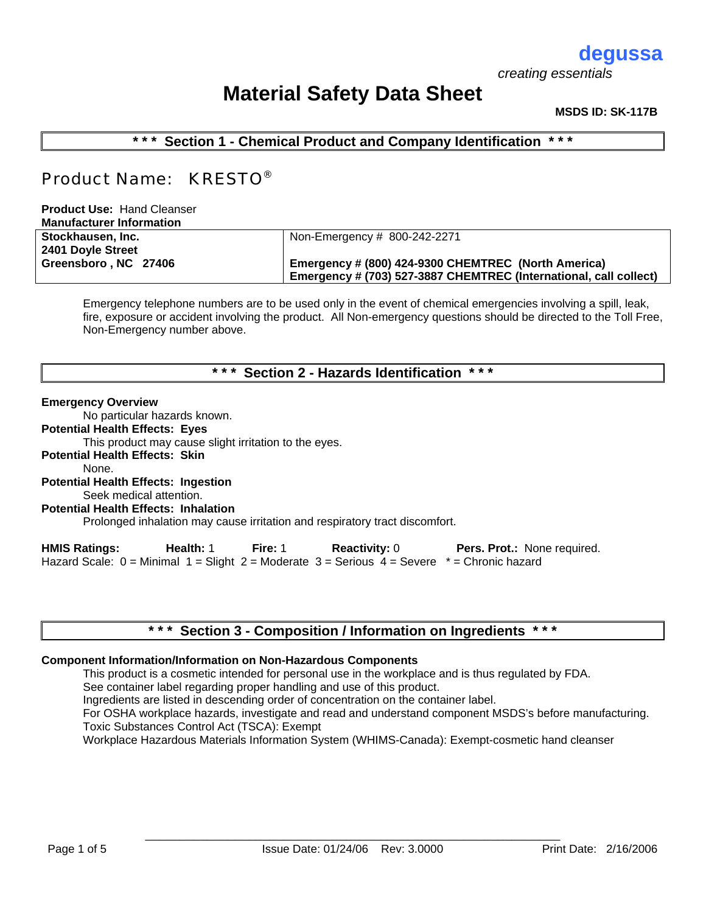**degussa**

*creating essentials*

# Material Safety Data Sheet

**MSDS ID: SK-117B**

## *** Section 1 - Chemical Product and Company Identification ***

## Product Name: KRESTO®

**Product Use:** Hand Cleanser

**Manufacturer Information**

| **Stockhausen, Inc.**<br>**2401 Doyle Street**<br>**Greensboro , NC 27406** | Non-Emergency # 800-242-2271<br><br>**Emergency # (800) 424-9300 CHEMTREC (North America)**<br>**Emergency # (703) 527-3887 CHEMTREC (International, call collect)** |
|---|---|

Emergency telephone numbers are to be used only in the event of chemical emergencies involving a spill, leak, fire, exposure or accident involving the product. All Non-emergency questions should be directed to the Toll Free, Non-Emergency number above.

## *** Section 2 - Hazards Identification ***

**Emergency Overview**

No particular hazards known.

**Potential Health Effects: Eyes**

This product may cause slight irritation to the eyes.

**Potential Health Effects: Skin**

None.

**Potential Health Effects: Ingestion**

Seek medical attention.

**Potential Health Effects: Inhalation**

Prolonged inhalation may cause irritation and respiratory tract discomfort.

**HMIS Ratings:** **Health:** 1 **Fire:** 1 **Reactivity:** 0 **Pers. Prot.:** None required.
Hazard Scale: 0 = Minimal 1 = Slight 2 = Moderate 3 = Serious 4 = Severe * = Chronic hazard

## *** Section 3 - Composition / Information on Ingredients ***

**Component Information/Information on Non-Hazardous Components**

This product is a cosmetic intended for personal use in the workplace and is thus regulated by FDA.
See container label regarding proper handling and use of this product.
Ingredients are listed in descending order of concentration on the container label.
For OSHA workplace hazards, investigate and read and understand component MSDS's before manufacturing.
Toxic Substances Control Act (TSCA): Exempt
Workplace Hazardous Materials Information System (WHIMS-Canada): Exempt-cosmetic hand cleanser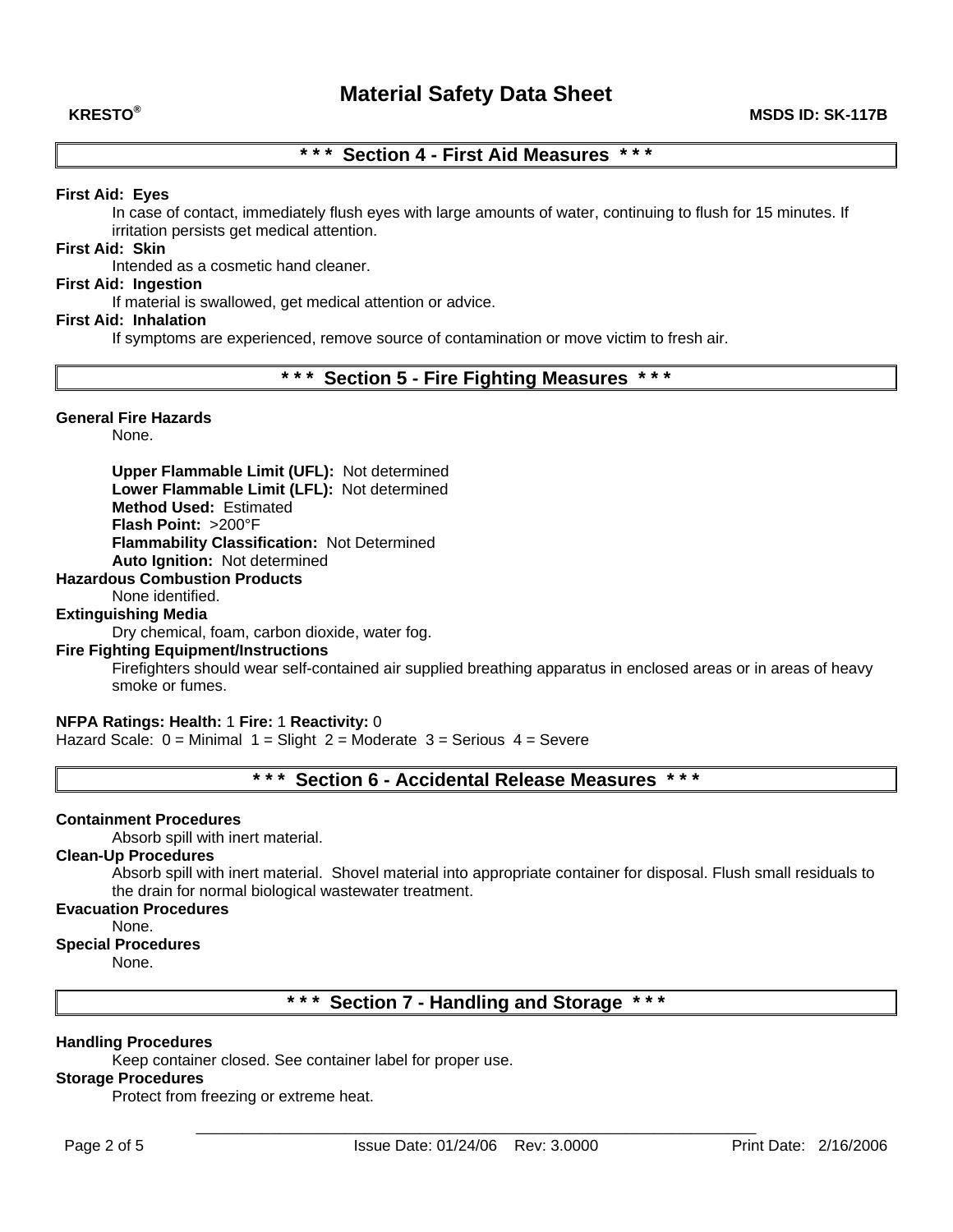## * * * Section 4 - First Aid Measures * * *

**First Aid: Eyes**

In case of contact, immediately flush eyes with large amounts of water, continuing to flush for 15 minutes. If irritation persists get medical attention.

**First Aid: Skin**

Intended as a cosmetic hand cleaner.

**First Aid: Ingestion**

If material is swallowed, get medical attention or advice.

**First Aid: Inhalation**

If symptoms are experienced, remove source of contamination or move victim to fresh air.

## * * * Section 5 - Fire Fighting Measures * * *

**General Fire Hazards**

None.

**Upper Flammable Limit (UFL):** Not determined
**Lower Flammable Limit (LFL):** Not determined
**Method Used:** Estimated
**Flash Point:** >200°F
**Flammability Classification:** Not Determined
**Auto Ignition:** Not determined

**Hazardous Combustion Products**

None identified.

**Extinguishing Media**

Dry chemical, foam, carbon dioxide, water fog.

**Fire Fighting Equipment/Instructions**

Firefighters should wear self-contained air supplied breathing apparatus in enclosed areas or in areas of heavy smoke or fumes.

**NFPA Ratings: Health:** 1 **Fire:** 1 **Reactivity:** 0
Hazard Scale: 0 = Minimal 1 = Slight 2 = Moderate 3 = Serious 4 = Severe

## * * * Section 6 - Accidental Release Measures * * *

**Containment Procedures**

Absorb spill with inert material.

**Clean-Up Procedures**

Absorb spill with inert material. Shovel material into appropriate container for disposal. Flush small residuals to the drain for normal biological wastewater treatment.

**Evacuation Procedures**

None.

**Special Procedures**

None.

## * * * Section 7 - Handling and Storage * * *

**Handling Procedures**

Keep container closed. See container label for proper use.

**Storage Procedures**

Protect from freezing or extreme heat.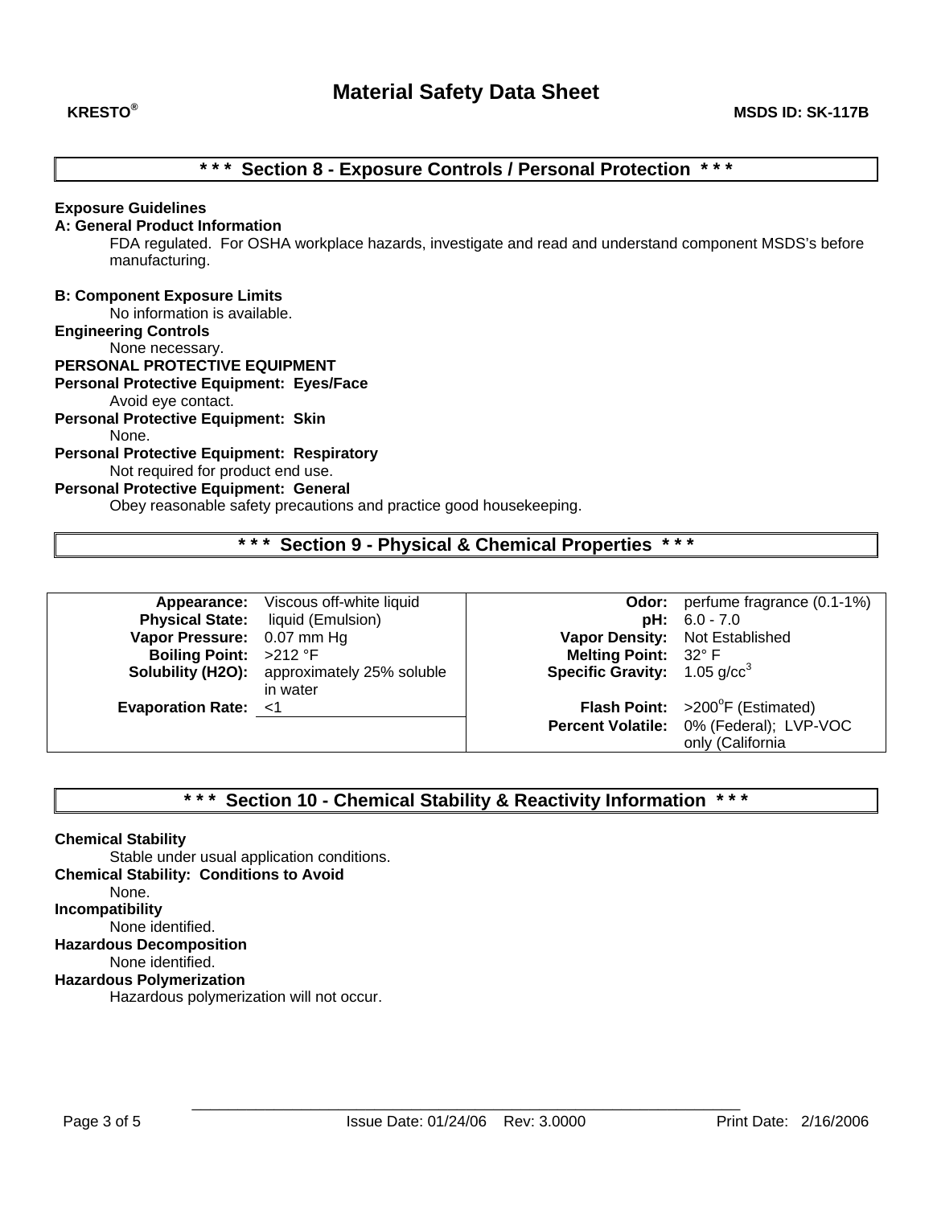# Material Safety Data Sheet

**KRESTO®** **MSDS ID: SK-117B**

## * * * Section 8 - Exposure Controls / Personal Protection * * *

**Exposure Guidelines**

**A: General Product Information**

FDA regulated. For OSHA workplace hazards, investigate and read and understand component MSDS's before manufacturing.

**B: Component Exposure Limits**

No information is available.

**Engineering Controls**

None necessary.

**PERSONAL PROTECTIVE EQUIPMENT**

**Personal Protective Equipment: Eyes/Face**

Avoid eye contact.

**Personal Protective Equipment: Skin**

None.

**Personal Protective Equipment: Respiratory**

Not required for product end use.

**Personal Protective Equipment: General**

Obey reasonable safety precautions and practice good housekeeping.

## * * * Section 9 - Physical & Chemical Properties * * *

| | | | |
|---|---|---|---|
| **Appearance:** | Viscous off-white liquid | **Odor:** | perfume fragrance (0.1-1%) |
| **Physical State:** | liquid (Emulsion) | **pH:** | 6.0 - 7.0 |
| **Vapor Pressure:** | 0.07 mm Hg | **Vapor Density:** | Not Established |
| **Boiling Point:** | >212 °F | **Melting Point:** | 32° F |
| **Solubility (H2O):** | approximately 25% soluble in water | **Specific Gravity:** | 1.05 g/cc$^3$ |
| **Evaporation Rate:** | <1 | **Flash Point:** | >200°F (Estimated) |
| | | **Percent Volatile:** | 0% (Federal); LVP-VOC only (California |

## * * * Section 10 - Chemical Stability & Reactivity Information * * *

**Chemical Stability**

Stable under usual application conditions.

**Chemical Stability: Conditions to Avoid**

None.

**Incompatibility**

None identified.

**Hazardous Decomposition**

None identified.

**Hazardous Polymerization**

Hazardous polymerization will not occur.

Issue Date: 01/24/06 Rev: 3.0000 Print Date: 2/16/2006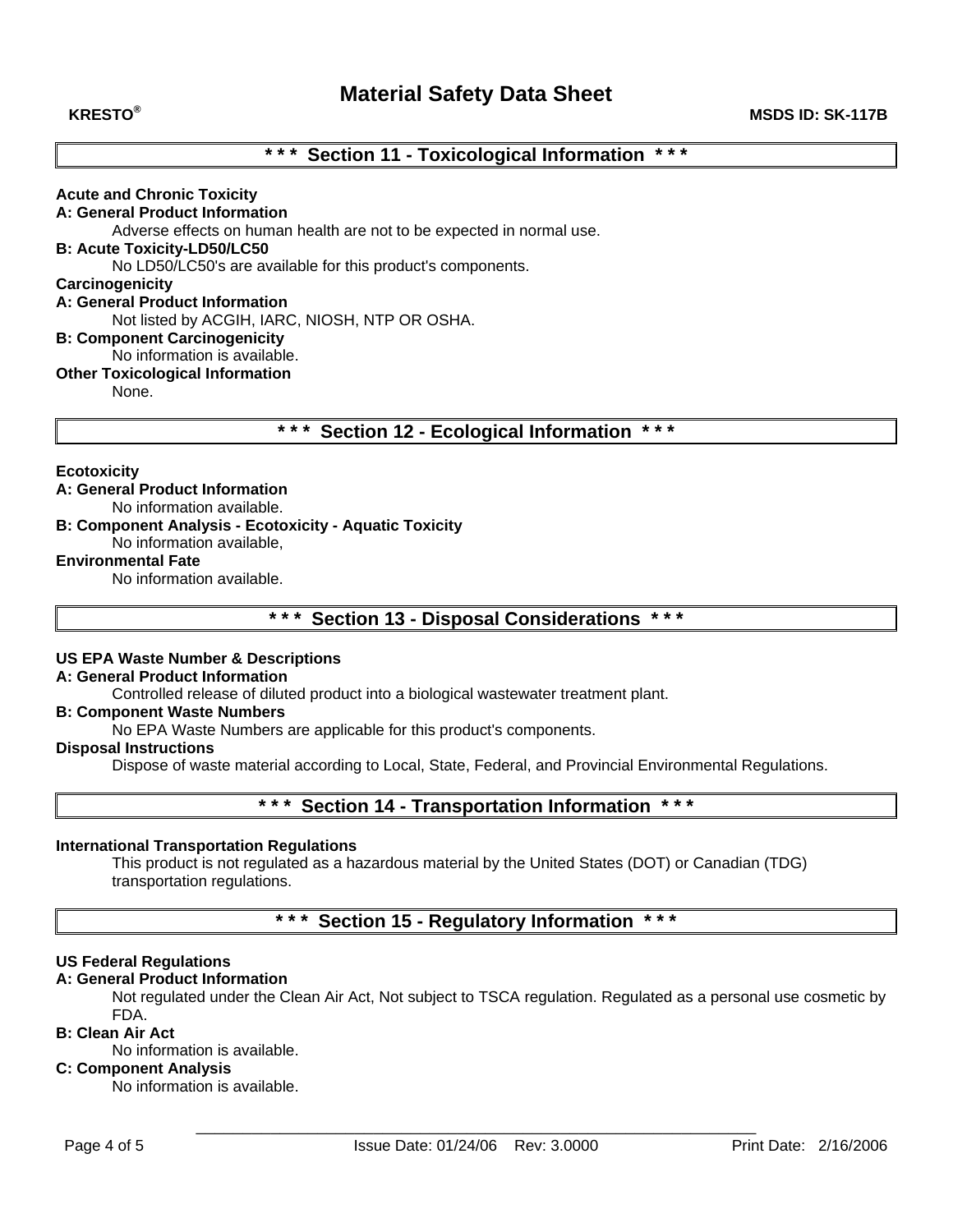## \* \* \* Section 11 - Toxicological Information \* \* \*

**Acute and Chronic Toxicity**

**A: General Product Information**

Adverse effects on human health are not to be expected in normal use.

**B: Acute Toxicity-LD50/LC50**

No LD50/LC50's are available for this product's components.

**Carcinogenicity**

**A: General Product Information**

Not listed by ACGIH, IARC, NIOSH, NTP OR OSHA.

**B: Component Carcinogenicity**

No information is available.

**Other Toxicological Information**

None.

## \* \* \* Section 12 - Ecological Information \* \* \*

**Ecotoxicity**

**A: General Product Information**

No information available.

**B: Component Analysis - Ecotoxicity - Aquatic Toxicity**

No information available,

**Environmental Fate**

No information available.

## \* \* \* Section 13 - Disposal Considerations \* \* \*

**US EPA Waste Number & Descriptions**

**A: General Product Information**

Controlled release of diluted product into a biological wastewater treatment plant.

**B: Component Waste Numbers**

No EPA Waste Numbers are applicable for this product's components.

**Disposal Instructions**

Dispose of waste material according to Local, State, Federal, and Provincial Environmental Regulations.

## \* \* \* Section 14 - Transportation Information \* \* \*

**International Transportation Regulations**

This product is not regulated as a hazardous material by the United States (DOT) or Canadian (TDG) transportation regulations.

## \* \* \* Section 15 - Regulatory Information \* \* \*

**US Federal Regulations**

**A: General Product Information**

Not regulated under the Clean Air Act, Not subject to TSCA regulation. Regulated as a personal use cosmetic by FDA.

**B: Clean Air Act**

No information is available.

**C: Component Analysis**

No information is available.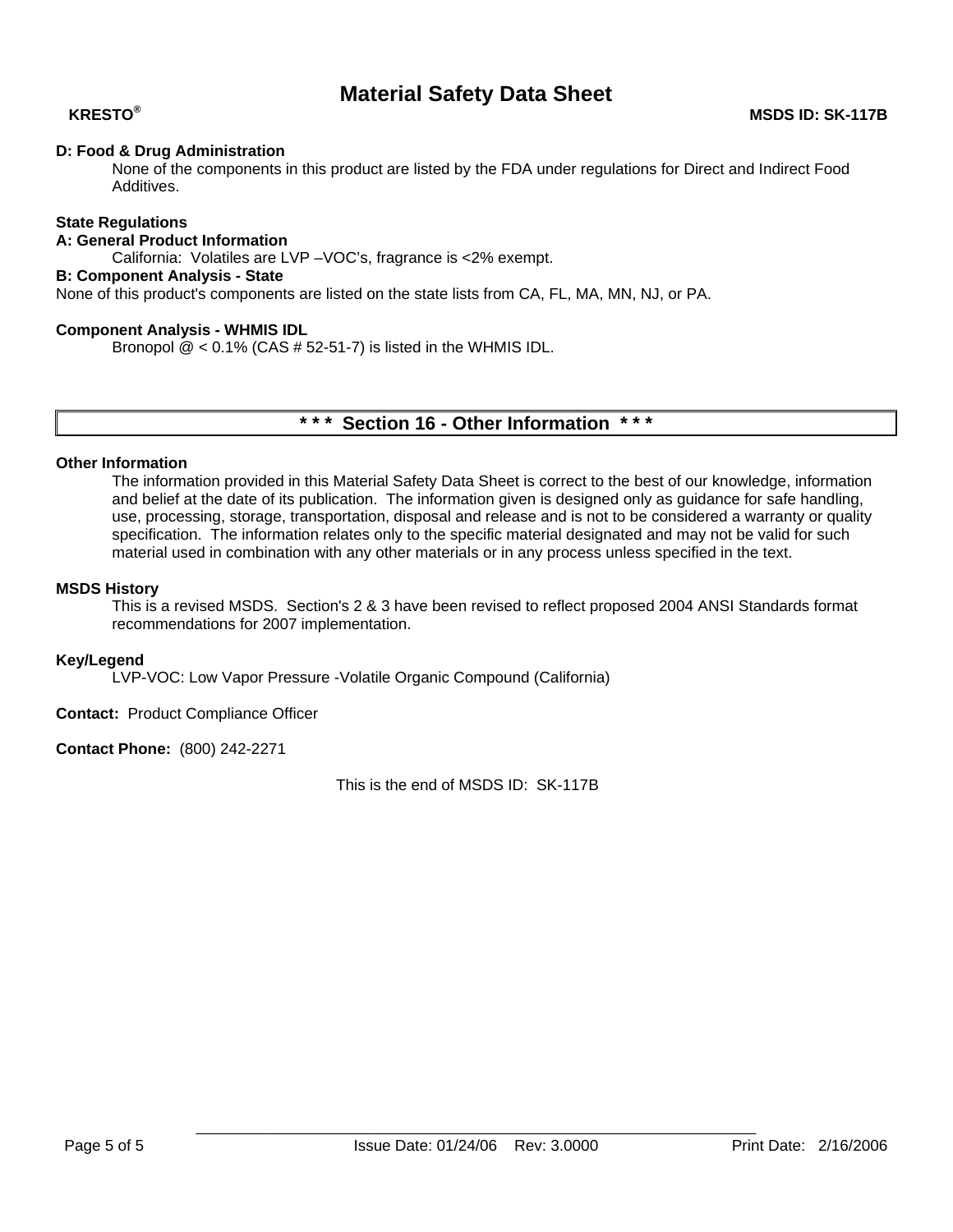**D: Food & Drug Administration**

None of the components in this product are listed by the FDA under regulations for Direct and Indirect Food Additives.

**State Regulations**

**A: General Product Information**

California: Volatiles are LVP –VOC's, fragrance is <2% exempt.

**B: Component Analysis - State**

None of this product's components are listed on the state lists from CA, FL, MA, MN, NJ, or PA.

**Component Analysis - WHMIS IDL**

Bronopol @ < 0.1% (CAS # 52-51-7) is listed in the WHMIS IDL.

## * * * Section 16 - Other Information * * *

**Other Information**

The information provided in this Material Safety Data Sheet is correct to the best of our knowledge, information and belief at the date of its publication. The information given is designed only as guidance for safe handling, use, processing, storage, transportation, disposal and release and is not to be considered a warranty or quality specification. The information relates only to the specific material designated and may not be valid for such material used in combination with any other materials or in any process unless specified in the text.

**MSDS History**

This is a revised MSDS. Section's 2 & 3 have been revised to reflect proposed 2004 ANSI Standards format recommendations for 2007 implementation.

**Key/Legend**

LVP-VOC: Low Vapor Pressure -Volatile Organic Compound (California)

**Contact:** Product Compliance Officer

**Contact Phone:** (800) 242-2271

This is the end of MSDS ID: SK-117B